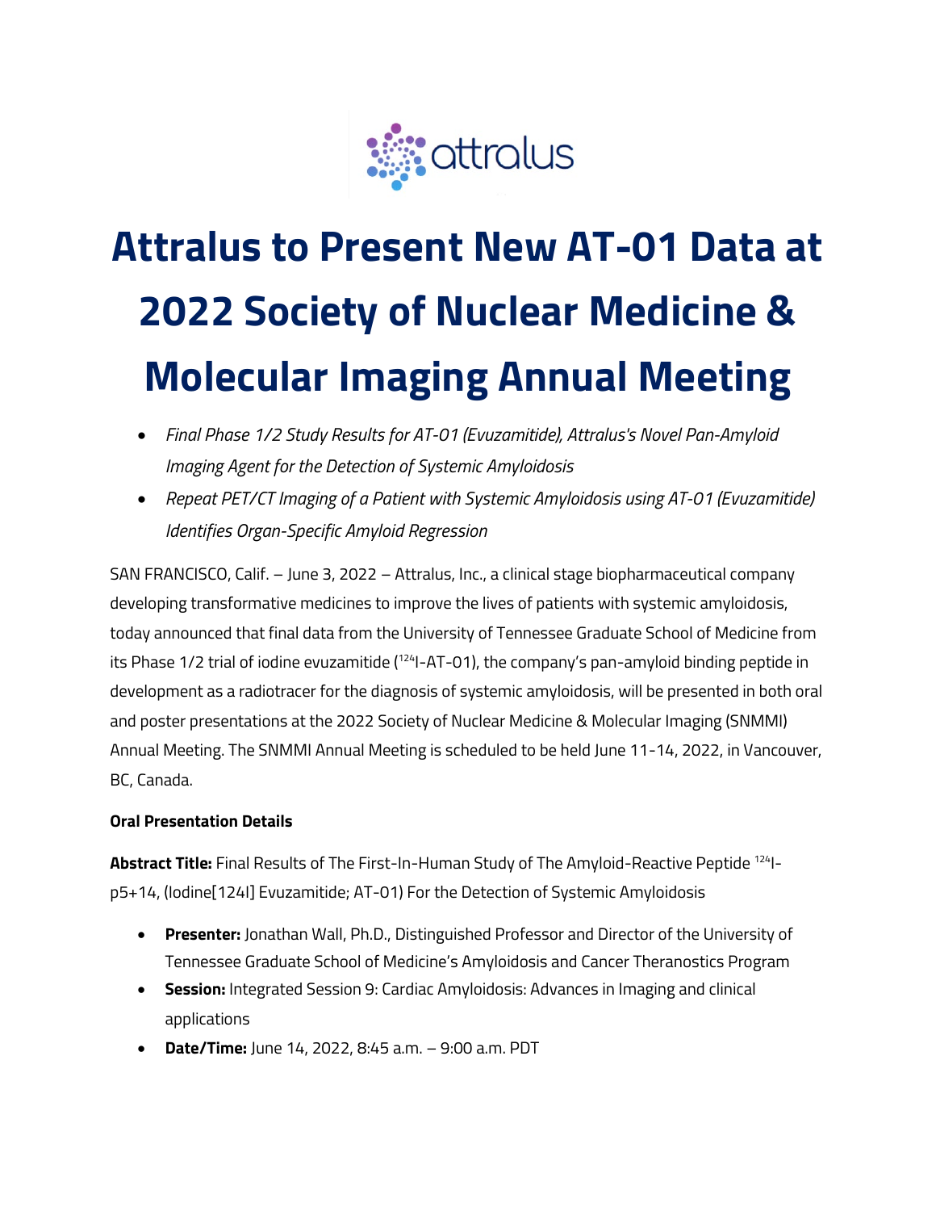# Attralus to Present New AT-01 Data at 2022 Society of Nuclear Medicine & Molecular Imaging Annual Meeting

- *Final Phase 1/2 Study Results for AT-01 (Evuzamitide), Attralus's Novel Pan-Amyloid Imaging Agent for the Detection of Systemic Amyloidosis*
- *Repeat PET/CT Imaging of a Patient with Systemic Amyloidosis using AT-01 (Evuzamitide) Identifies Organ-Specific Amyloid Regression*

SAN FRANCISCO, Calif. – June 3, 2022 – Attralus, Inc., a clinical stage biopharmaceutical company developing transformative medicines to improve the lives of patients with systemic amyloidosis, today announced that final data from the University of Tennessee Graduate School of Medicine from its Phase 1/2 trial of iodine evuzamitide ($^{124}$I-AT-01), the company's pan-amyloid binding peptide in development as a radiotracer for the diagnosis of systemic amyloidosis, will be presented in both oral and poster presentations at the 2022 Society of Nuclear Medicine & Molecular Imaging (SNMMI) Annual Meeting. The SNMMI Annual Meeting is scheduled to be held June 11-14, 2022, in Vancouver, BC, Canada.

**Oral Presentation Details**

**Abstract Title:** Final Results of The First-In-Human Study of The Amyloid-Reactive Peptide $^{124}$I-p5+14, (Iodine[124I] Evuzamitide; AT-01) For the Detection of Systemic Amyloidosis

- **Presenter:** Jonathan Wall, Ph.D., Distinguished Professor and Director of the University of Tennessee Graduate School of Medicine's Amyloidosis and Cancer Theranostics Program
- **Session:** Integrated Session 9: Cardiac Amyloidosis: Advances in Imaging and clinical applications
- **Date/Time:** June 14, 2022, 8:45 a.m. – 9:00 a.m. PDT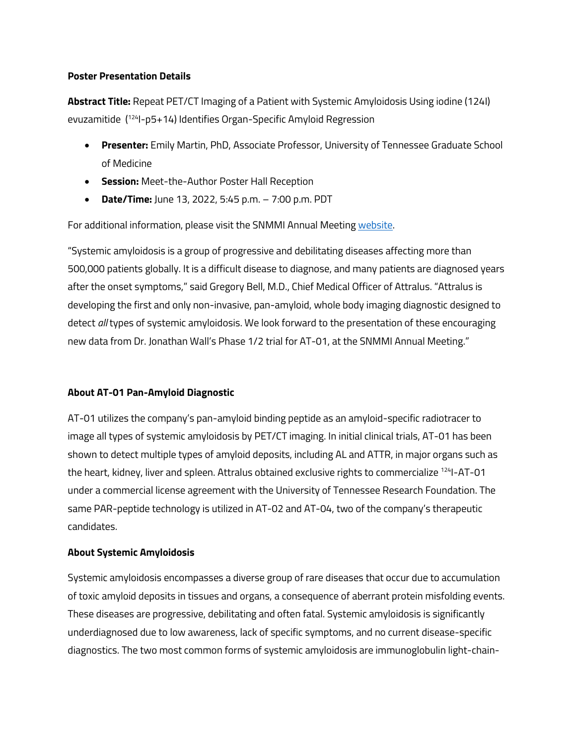**Poster Presentation Details**

**Abstract Title:** Repeat PET/CT Imaging of a Patient with Systemic Amyloidosis Using iodine (124I) evuzamitide ($^{124}$I-p5+14) Identifies Organ-Specific Amyloid Regression

- **Presenter:** Emily Martin, PhD, Associate Professor, University of Tennessee Graduate School of Medicine
- **Session:** Meet-the-Author Poster Hall Reception
- **Date/Time:** June 13, 2022, 5:45 p.m. – 7:00 p.m. PDT

For additional information, please visit the SNMMI Annual Meeting website.

"Systemic amyloidosis is a group of progressive and debilitating diseases affecting more than 500,000 patients globally. It is a difficult disease to diagnose, and many patients are diagnosed years after the onset symptoms," said Gregory Bell, M.D., Chief Medical Officer of Attralus. "Attralus is developing the first and only non-invasive, pan-amyloid, whole body imaging diagnostic designed to detect *all* types of systemic amyloidosis. We look forward to the presentation of these encouraging new data from Dr. Jonathan Wall's Phase 1/2 trial for AT-01, at the SNMMI Annual Meeting."

**About AT-01 Pan-Amyloid Diagnostic**

AT-01 utilizes the company's pan-amyloid binding peptide as an amyloid-specific radiotracer to image all types of systemic amyloidosis by PET/CT imaging. In initial clinical trials, AT-01 has been shown to detect multiple types of amyloid deposits, including AL and ATTR, in major organs such as the heart, kidney, liver and spleen. Attralus obtained exclusive rights to commercialize $^{124}$I-AT-01 under a commercial license agreement with the University of Tennessee Research Foundation. The same PAR-peptide technology is utilized in AT-02 and AT-04, two of the company's therapeutic candidates.

**About Systemic Amyloidosis**

Systemic amyloidosis encompasses a diverse group of rare diseases that occur due to accumulation of toxic amyloid deposits in tissues and organs, a consequence of aberrant protein misfolding events. These diseases are progressive, debilitating and often fatal. Systemic amyloidosis is significantly underdiagnosed due to low awareness, lack of specific symptoms, and no current disease-specific diagnostics. The two most common forms of systemic amyloidosis are immunoglobulin light-chain-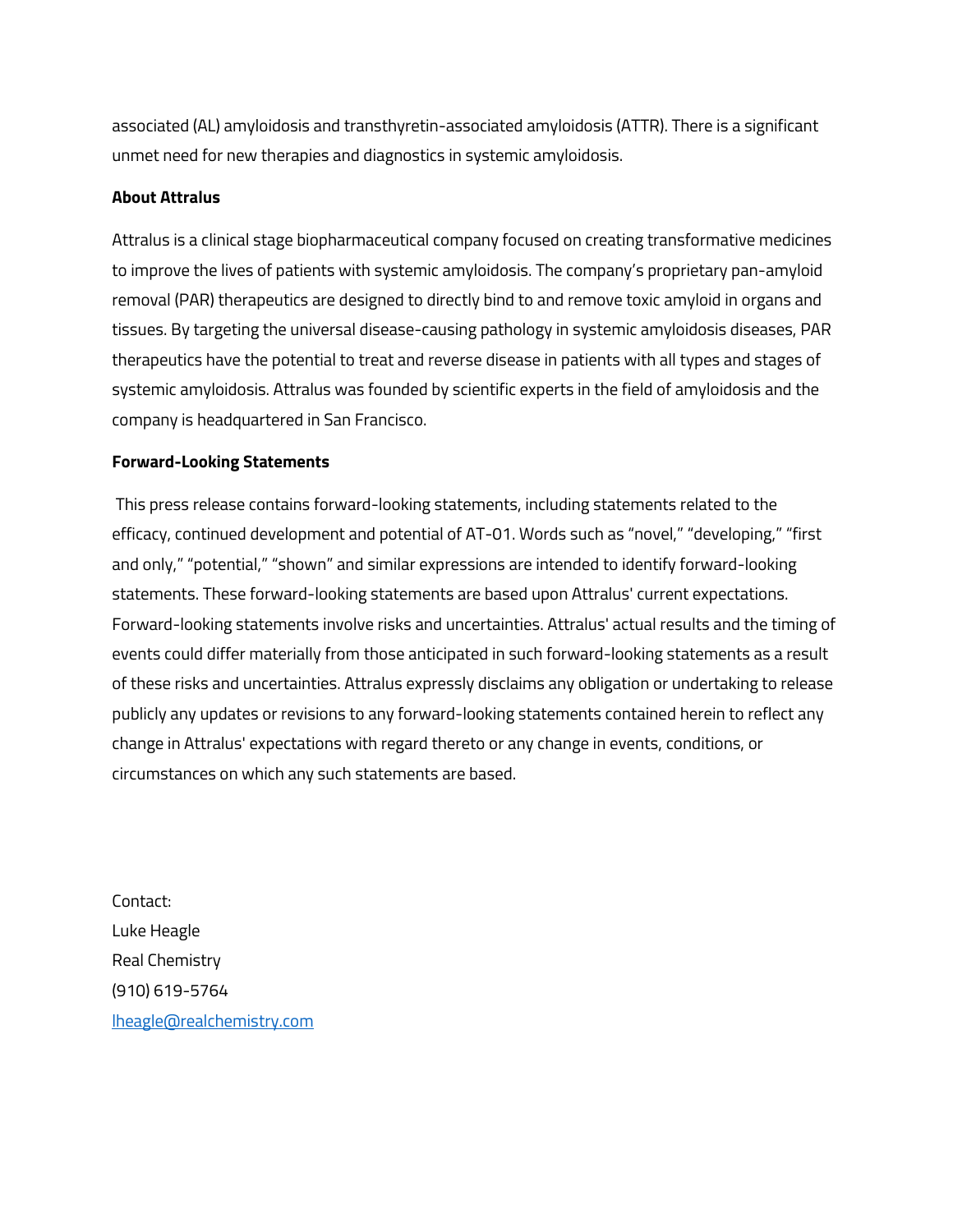associated (AL) amyloidosis and transthyretin-associated amyloidosis (ATTR). There is a significant unmet need for new therapies and diagnostics in systemic amyloidosis.

**About Attralus**

Attralus is a clinical stage biopharmaceutical company focused on creating transformative medicines to improve the lives of patients with systemic amyloidosis. The company's proprietary pan-amyloid removal (PAR) therapeutics are designed to directly bind to and remove toxic amyloid in organs and tissues. By targeting the universal disease-causing pathology in systemic amyloidosis diseases, PAR therapeutics have the potential to treat and reverse disease in patients with all types and stages of systemic amyloidosis. Attralus was founded by scientific experts in the field of amyloidosis and the company is headquartered in San Francisco.

**Forward-Looking Statements**

This press release contains forward-looking statements, including statements related to the efficacy, continued development and potential of AT-01. Words such as "novel," "developing," "first and only," "potential," "shown" and similar expressions are intended to identify forward-looking statements. These forward-looking statements are based upon Attralus' current expectations. Forward-looking statements involve risks and uncertainties. Attralus' actual results and the timing of events could differ materially from those anticipated in such forward-looking statements as a result of these risks and uncertainties. Attralus expressly disclaims any obligation or undertaking to release publicly any updates or revisions to any forward-looking statements contained herein to reflect any change in Attralus' expectations with regard thereto or any change in events, conditions, or circumstances on which any such statements are based.

Contact:
Luke Heagle
Real Chemistry
(910) 619-5764
lheagle@realchemistry.com